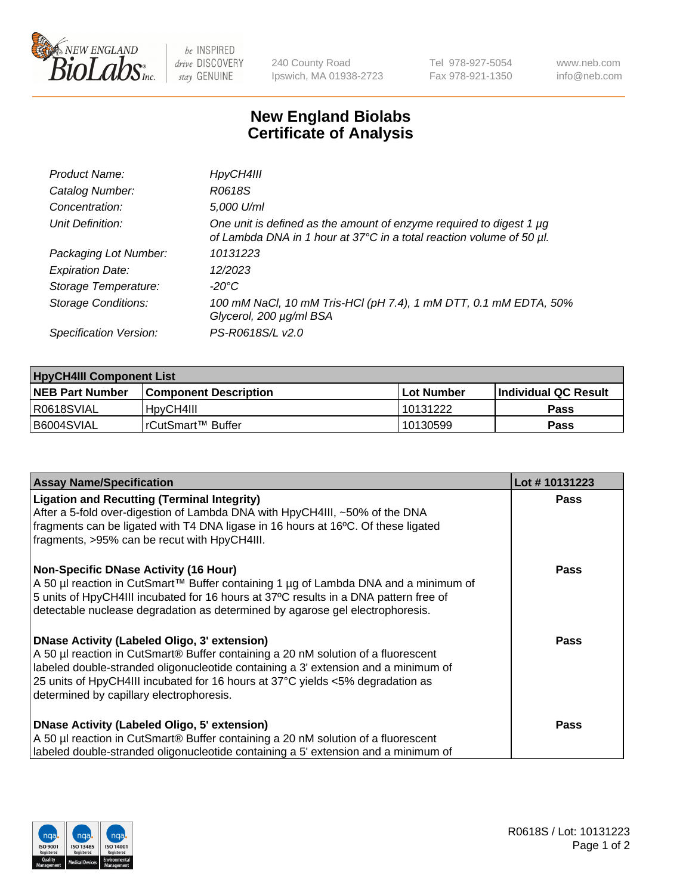240 County Road
Ipswich, MA 01938-2723

Tel 978-927-5054
Fax 978-921-1350

www.neb.com
info@neb.com

# New England Biolabs
# Certificate of Analysis

| | |
|---|---|
| *Product Name:* | *HpyCH4III* |
| *Catalog Number:* | *R0618S* |
| *Concentration:* | *5,000 U/ml* |
| *Unit Definition:* | *One unit is defined as the amount of enzyme required to digest 1 µg of Lambda DNA in 1 hour at 37°C in a total reaction volume of 50 µl.* |
| *Packaging Lot Number:* | *10131223* |
| *Expiration Date:* | *12/2023* |
| *Storage Temperature:* | *-20°C* |
| *Storage Conditions:* | *100 mM NaCl, 10 mM Tris-HCl (pH 7.4), 1 mM DTT, 0.1 mM EDTA, 50% Glycerol, 200 µg/ml BSA* |
| *Specification Version:* | *PS-R0618S/L v2.0* |

| HpyCH4III Component List | | | |
|---|---|---|---|
| **NEB Part Number** | **Component Description** | **Lot Number** | **Individual QC Result** |
| R0618SVIAL | HpyCH4III | 10131222 | **Pass** |
| B6004SVIAL | rCutSmart™ Buffer | 10130599 | **Pass** |

| Assay Name/Specification | Lot # 10131223 |
|---|---|
| **Ligation and Recutting (Terminal Integrity)**<br>After a 5-fold over-digestion of Lambda DNA with HpyCH4III, ~50% of the DNA fragments can be ligated with T4 DNA ligase in 16 hours at 16ºC. Of these ligated fragments, >95% can be recut with HpyCH4III. | **Pass** |
| **Non-Specific DNase Activity (16 Hour)**<br>A 50 µl reaction in CutSmart™ Buffer containing 1 µg of Lambda DNA and a minimum of 5 units of HpyCH4III incubated for 16 hours at 37ºC results in a DNA pattern free of detectable nuclease degradation as determined by agarose gel electrophoresis. | **Pass** |
| **DNase Activity (Labeled Oligo, 3' extension)**<br>A 50 µl reaction in CutSmart® Buffer containing a 20 nM solution of a fluorescent labeled double-stranded oligonucleotide containing a 3' extension and a minimum of 25 units of HpyCH4III incubated for 16 hours at 37°C yields <5% degradation as determined by capillary electrophoresis. | **Pass** |
| **DNase Activity (Labeled Oligo, 5' extension)**<br>A 50 µl reaction in CutSmart® Buffer containing a 20 nM solution of a fluorescent labeled double-stranded oligonucleotide containing a 5' extension and a minimum of | **Pass** |

R0618S / Lot: 10131223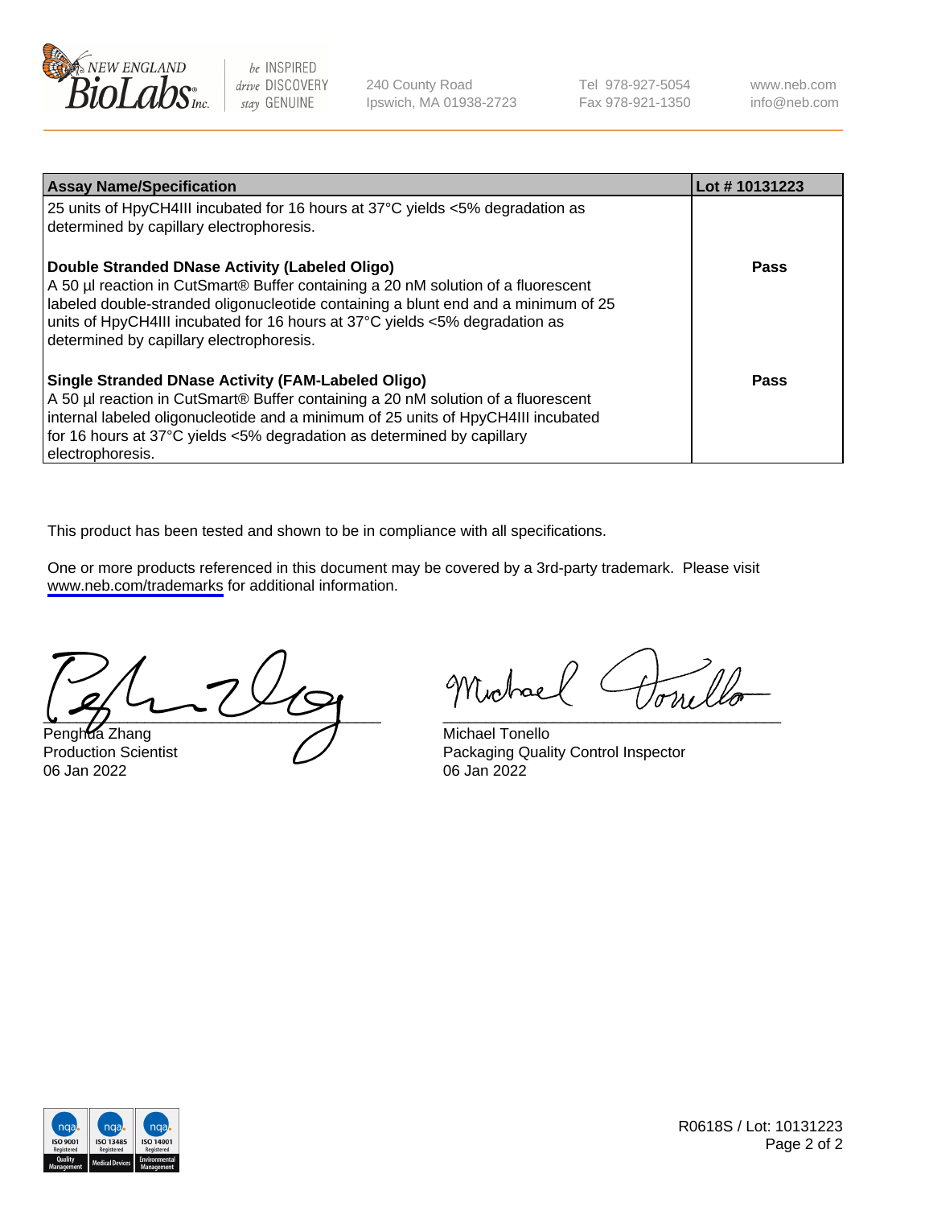| Assay Name/Specification | Lot # 10131223 |
| --- | --- |
| 25 units of HpyCH4III incubated for 16 hours at 37°C yields <5% degradation as determined by capillary electrophoresis. | |
| **Double Stranded DNase Activity (Labeled Oligo)**<br>A 50 µl reaction in CutSmart® Buffer containing a 20 nM solution of a fluorescent labeled double-stranded oligonucleotide containing a blunt end and a minimum of 25 units of HpyCH4III incubated for 16 hours at 37°C yields <5% degradation as determined by capillary electrophoresis. | **Pass** |
| **Single Stranded DNase Activity (FAM-Labeled Oligo)**<br>A 50 µl reaction in CutSmart® Buffer containing a 20 nM solution of a fluorescent internal labeled oligonucleotide and a minimum of 25 units of HpyCH4III incubated for 16 hours at 37°C yields <5% degradation as determined by capillary electrophoresis. | **Pass** |

This product has been tested and shown to be in compliance with all specifications.

One or more products referenced in this document may be covered by a 3rd-party trademark. Please visit www.neb.com/trademarks for additional information.

Penghua Zhang
Production Scientist
06 Jan 2022

Michael Tonello
Packaging Quality Control Inspector
06 Jan 2022

R0618S / Lot: 10131223